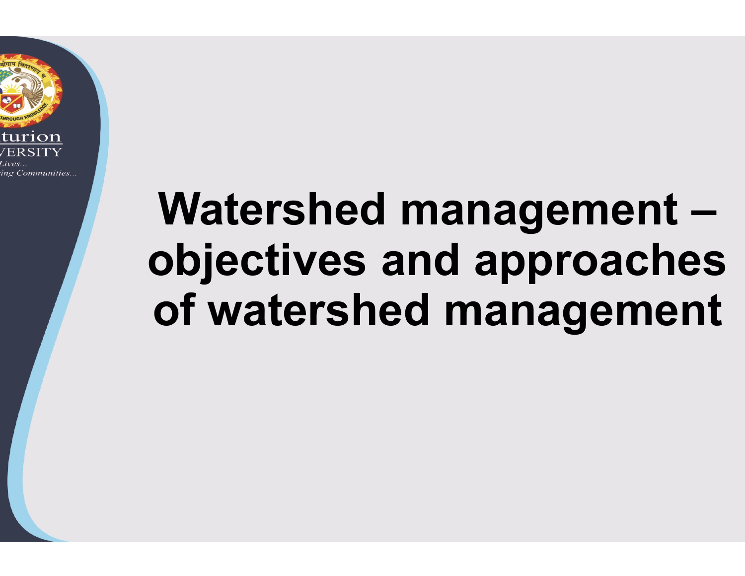# Watershed management – objectives and approaches of watershed management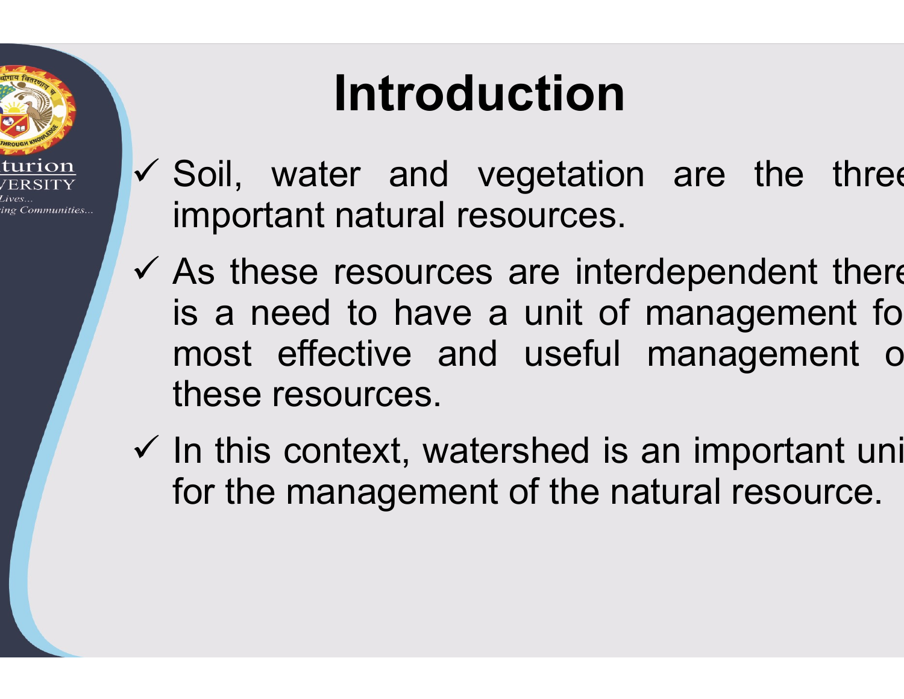# Introduction

- Soil, water and vegetation are the three important natural resources.
- As these resources are interdependent there is a need to have a unit of management for most effective and useful management of these resources.
- In this context, watershed is an important unit for the management of the natural resource.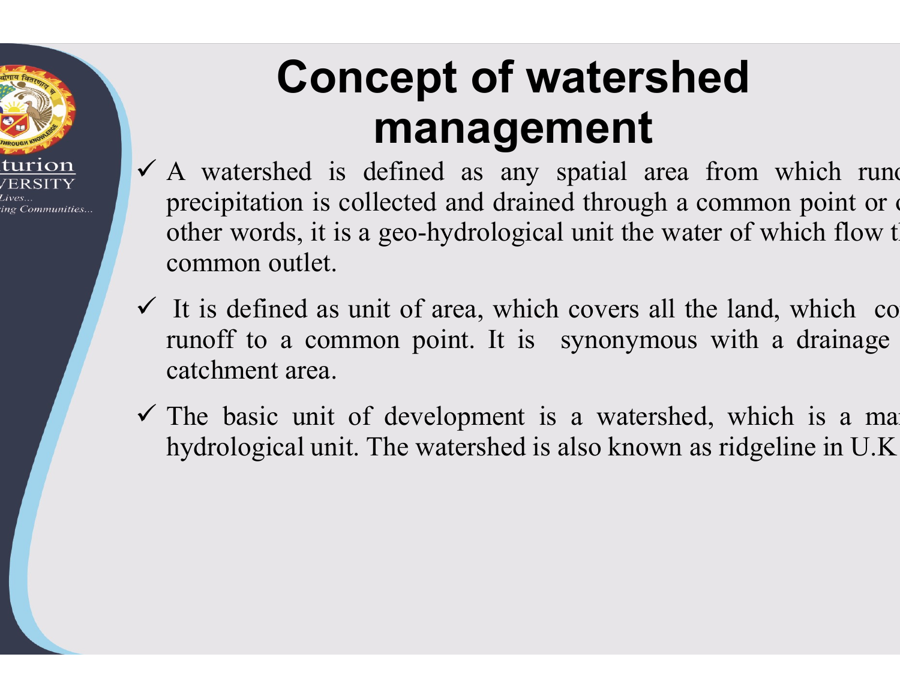# Concept of watershed management

- A watershed is defined as any spatial area from which runo precipitation is collected and drained through a common point or o other words, it is a geo-hydrological unit the water of which flow t common outlet.
- It is defined as unit of area, which covers all the land, which co runoff to a common point. It is synonymous with a drainage catchment area.
- The basic unit of development is a watershed, which is a ma hydrological unit. The watershed is also known as ridgeline in U.K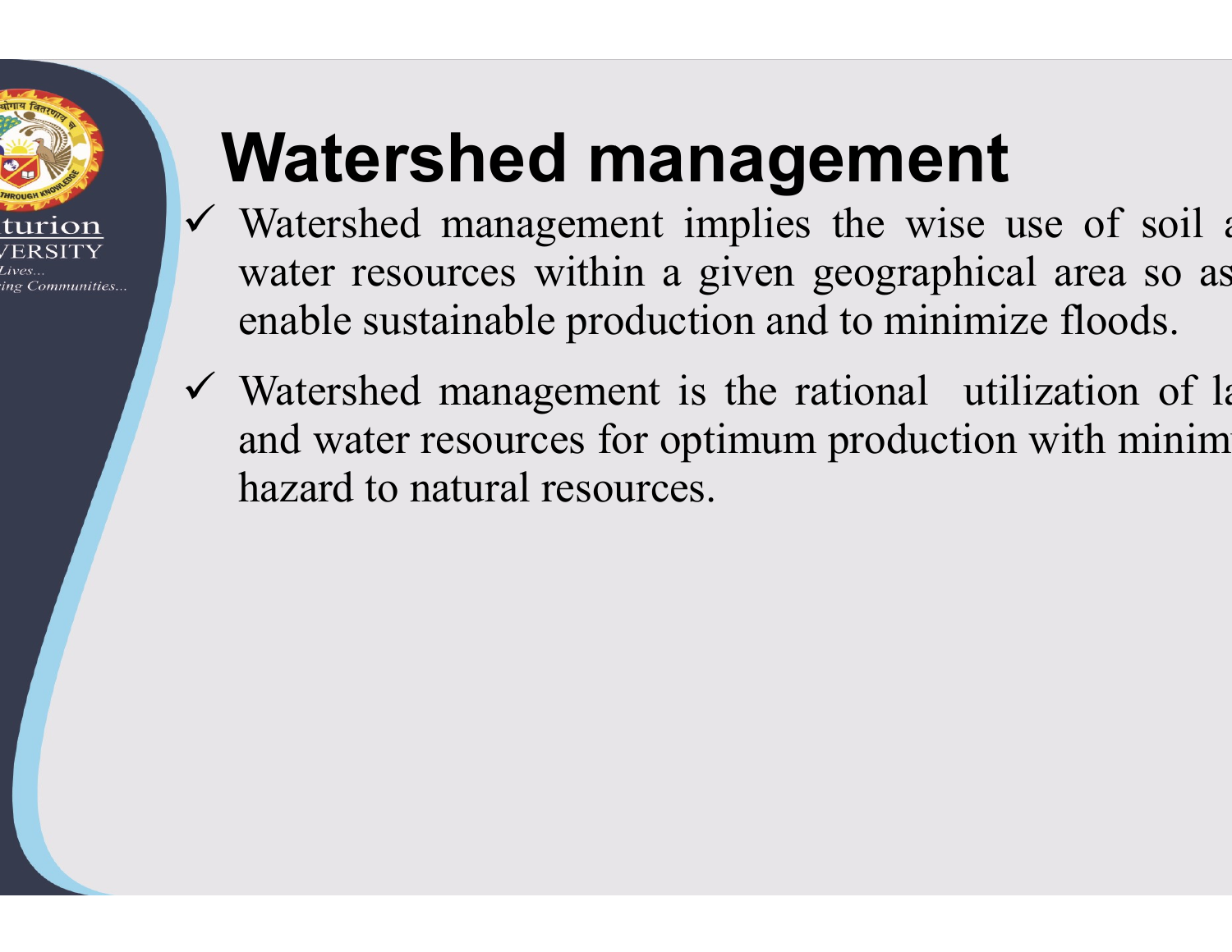# Watershed management

- ✓ Watershed management implies the wise use of soil a water resources within a given geographical area so as enable sustainable production and to minimize floods.
- ✓ Watershed management is the rational utilization of la and water resources for optimum production with minim hazard to natural resources.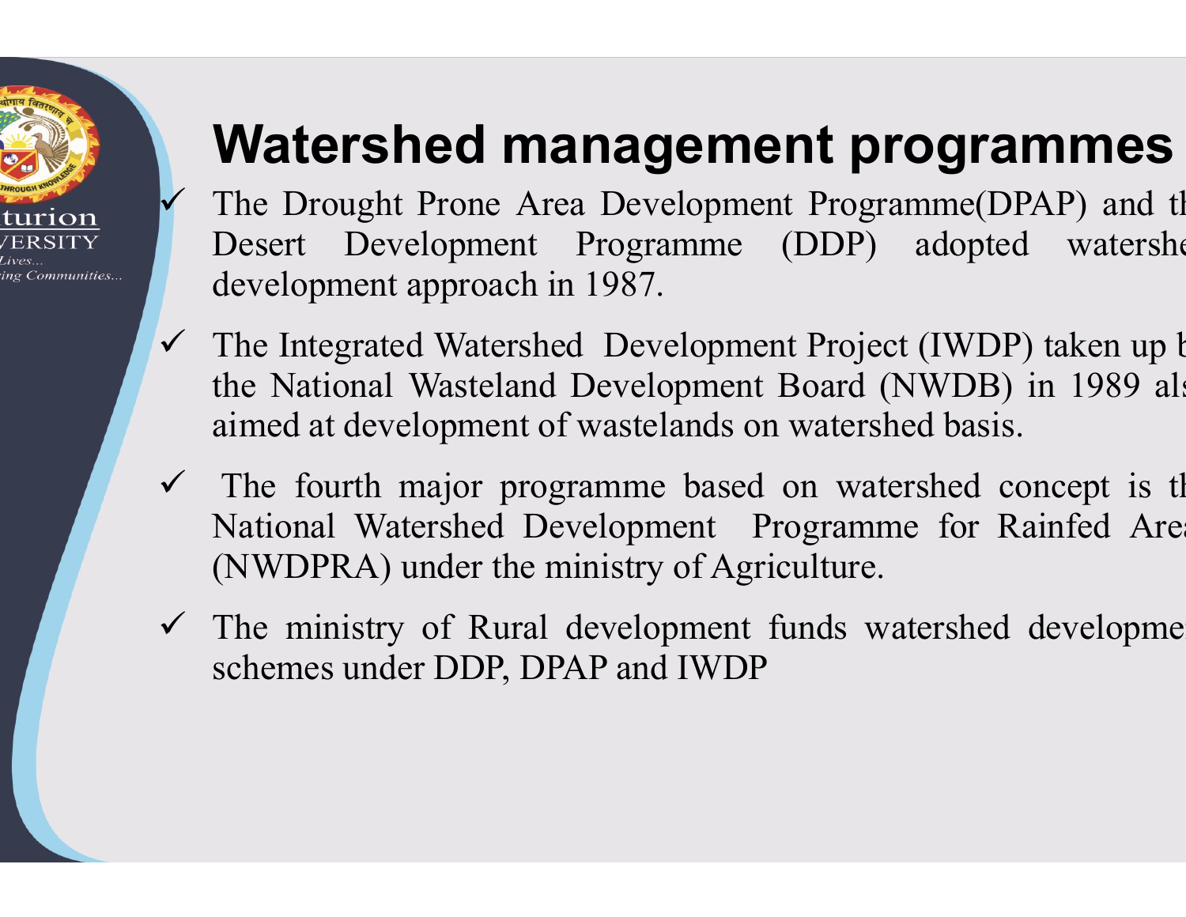# Watershed management programmes

- The Drought Prone Area Development Programme(DPAP) and th Desert Development Programme (DDP) adopted watershe development approach in 1987.
- The Integrated Watershed Development Project (IWDP) taken up b the National Wasteland Development Board (NWDB) in 1989 als aimed at development of wastelands on watershed basis.
- The fourth major programme based on watershed concept is th National Watershed Development Programme for Rainfed Area (NWDPRA) under the ministry of Agriculture.
- The ministry of Rural development funds watershed developme schemes under DDP, DPAP and IWDP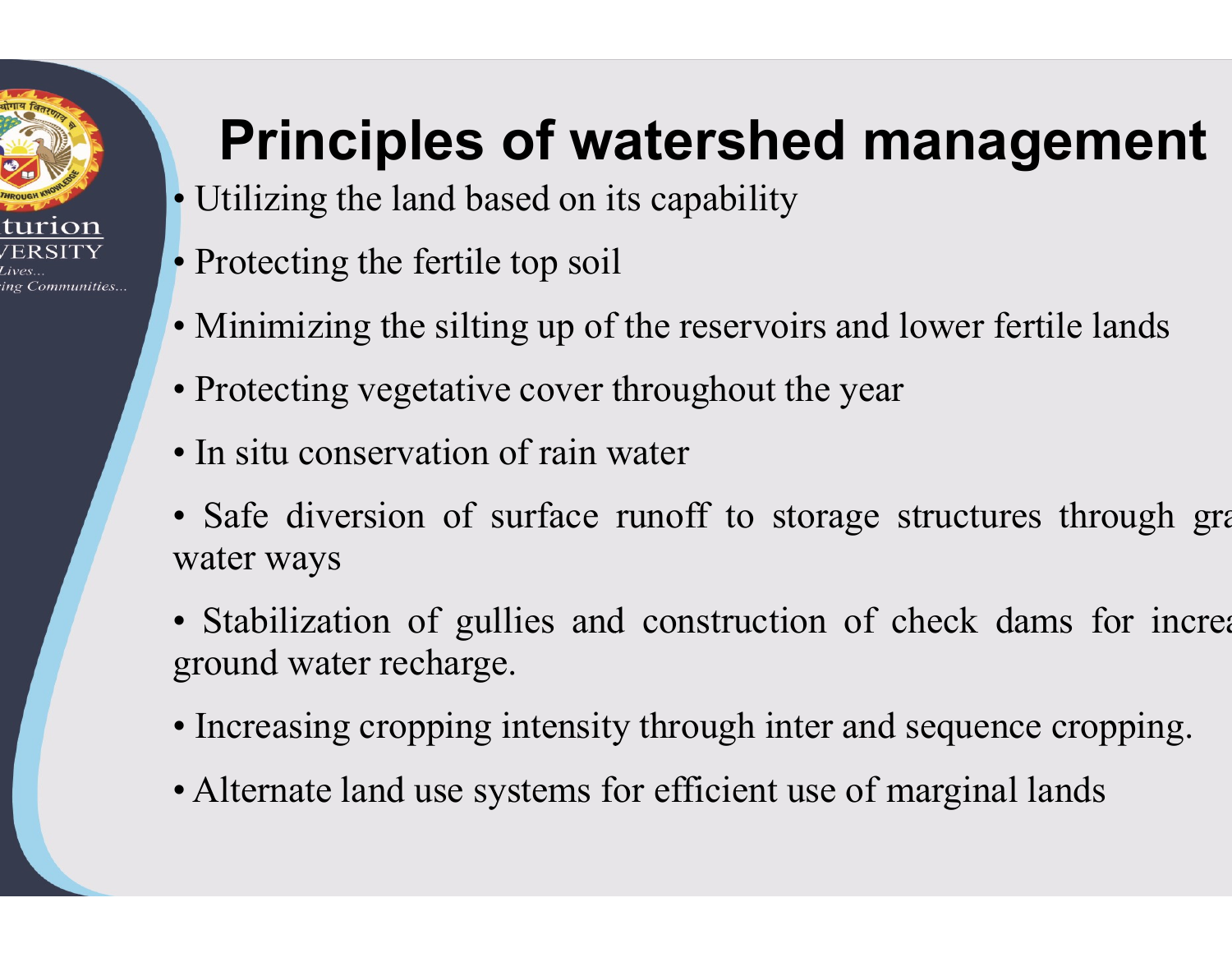# Principles of watershed management

- Utilizing the land based on its capability
- Protecting the fertile top soil
- Minimizing the silting up of the reservoirs and lower fertile lands
- Protecting vegetative cover throughout the year
- In situ conservation of rain water
- Safe diversion of surface runoff to storage structures through gra water ways
- Stabilization of gullies and construction of check dams for increa ground water recharge.
- Increasing cropping intensity through inter and sequence cropping.
- Alternate land use systems for efficient use of marginal lands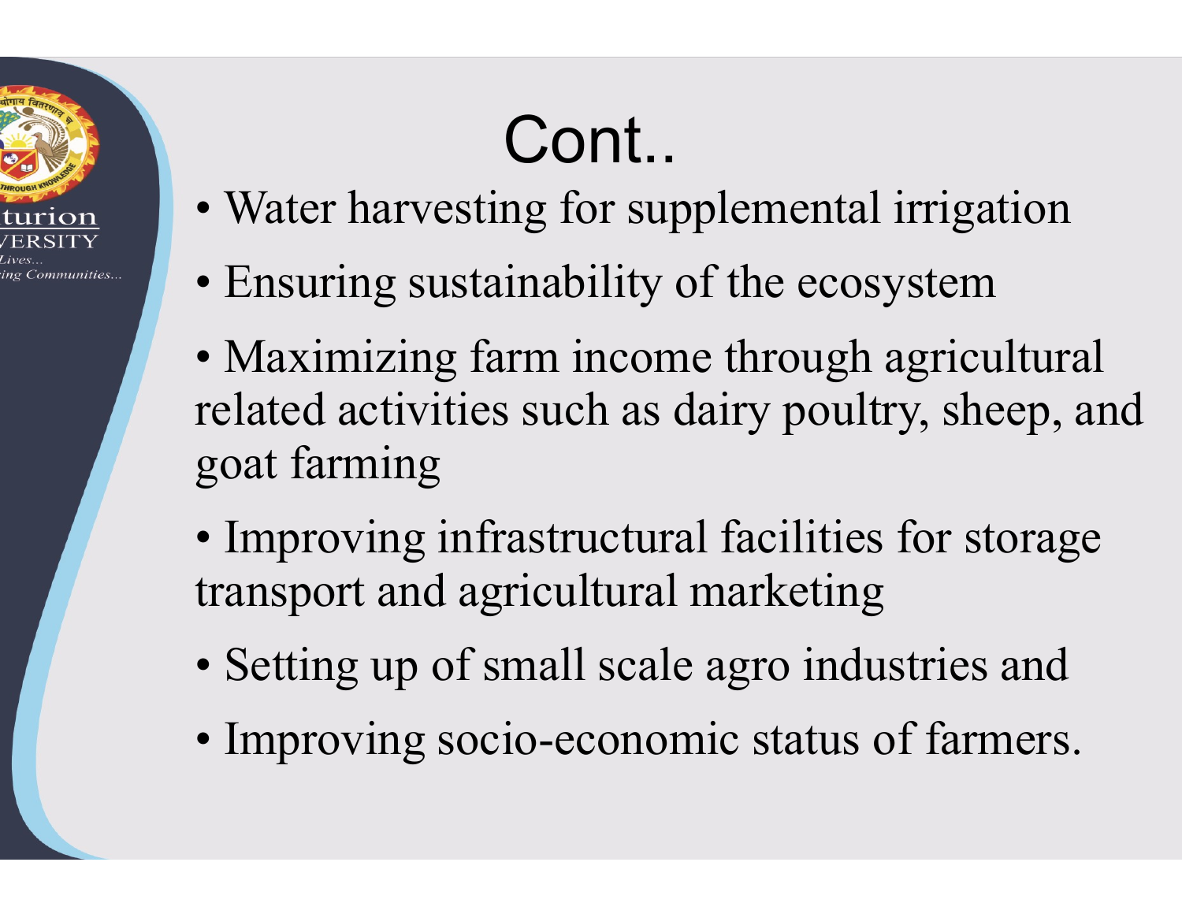# Cont..

- Water harvesting for supplemental irrigation
- Ensuring sustainability of the ecosystem
- Maximizing farm income through agricultural related activities such as dairy poultry, sheep, and goat farming
- Improving infrastructural facilities for storage transport and agricultural marketing
- Setting up of small scale agro industries and
- Improving socio-economic status of farmers.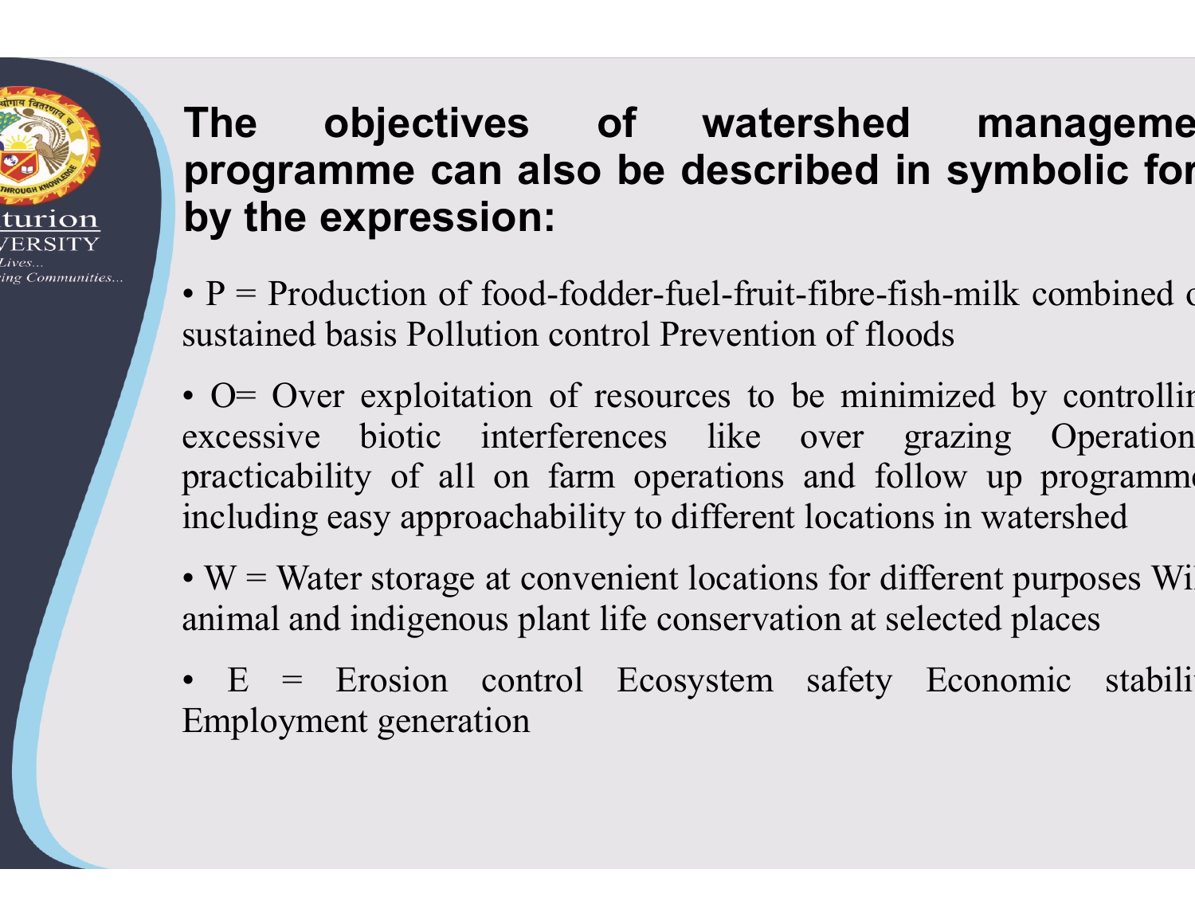## The objectives of watershed manageme programme can also be described in symbolic for by the expression:

- P = Production of food-fodder-fuel-fruit-fibre-fish-milk combined c sustained basis Pollution control Prevention of floods
- O= Over exploitation of resources to be minimized by controllin excessive biotic interferences like over grazing Operation practicability of all on farm operations and follow up programme including easy approachability to different locations in watershed
- W = Water storage at convenient locations for different purposes Wi animal and indigenous plant life conservation at selected places
- E = Erosion control Ecosystem safety Economic stabili Employment generation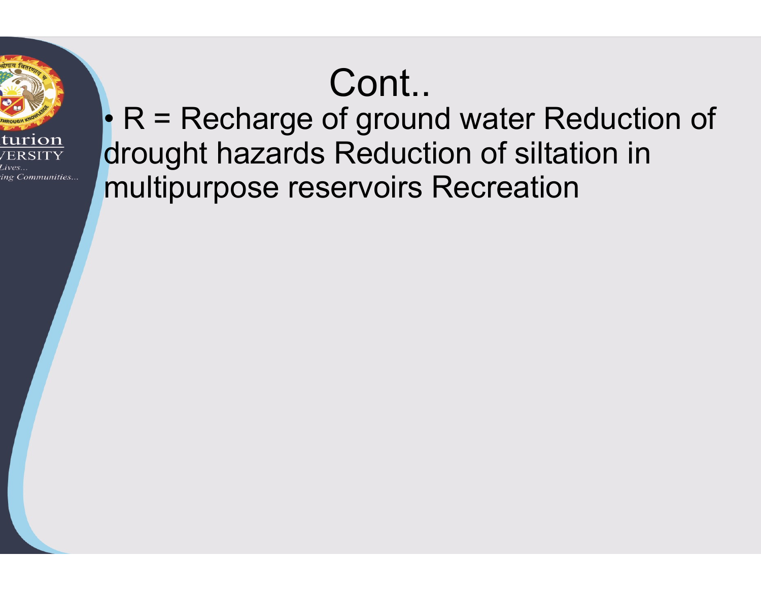# Cont..

- R = Recharge of ground water Reduction of drought hazards Reduction of siltation in multipurpose reservoirs Recreation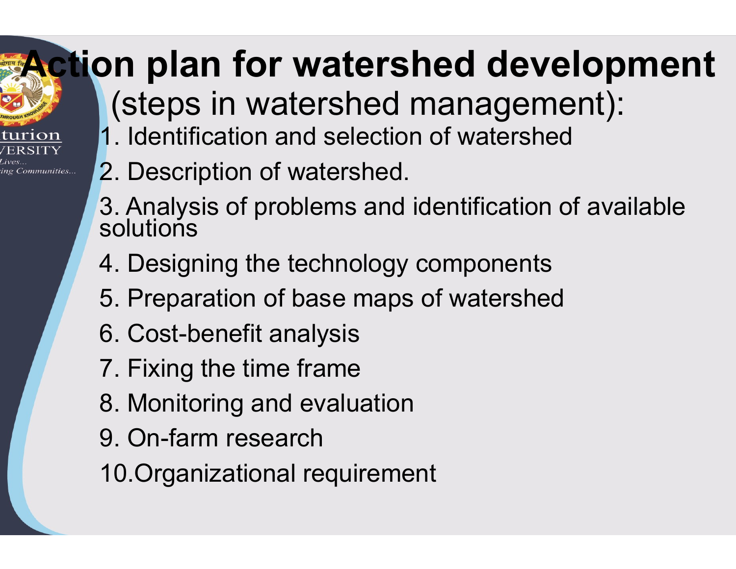# Action plan for watershed development

## (steps in watershed management):

1. Identification and selection of watershed
2. Description of watershed.
3. Analysis of problems and identification of available solutions
4. Designing the technology components
5. Preparation of base maps of watershed
6. Cost-benefit analysis
7. Fixing the time frame
8. Monitoring and evaluation
9. On-farm research
10. Organizational requirement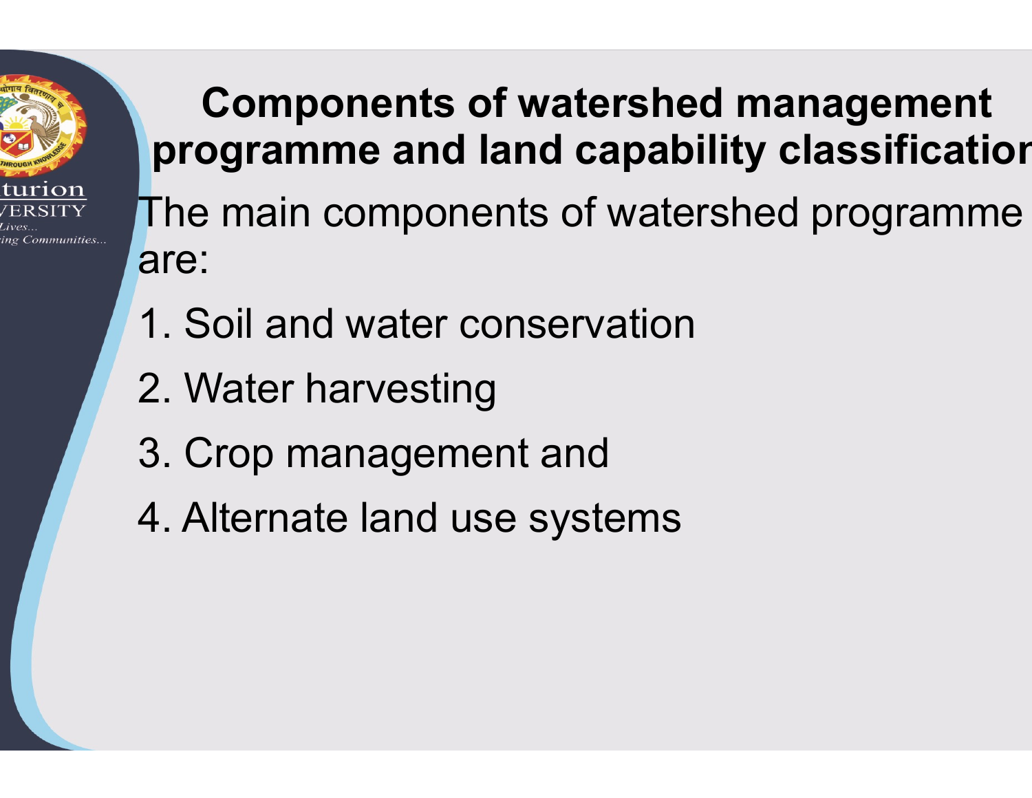## Components of watershed management programme and land capability classification

The main components of watershed programme are:

1. Soil and water conservation
2. Water harvesting
3. Crop management and
4. Alternate land use systems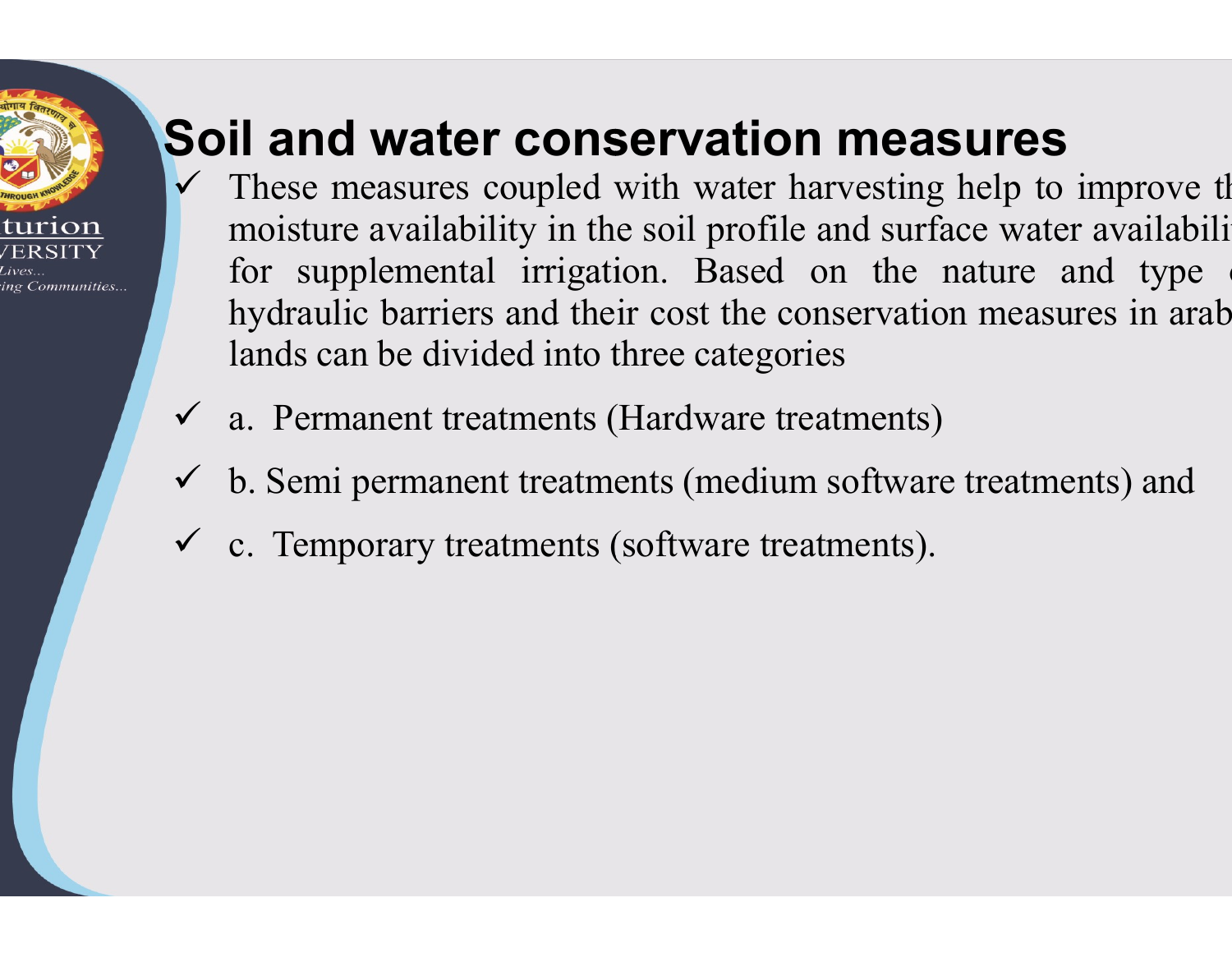# Soil and water conservation measures

- ✓ These measures coupled with water harvesting help to improve th moisture availability in the soil profile and surface water availabili for supplemental irrigation. Based on the nature and type hydraulic barriers and their cost the conservation measures in arab lands can be divided into three categories
- ✓ a. Permanent treatments (Hardware treatments)
- ✓ b. Semi permanent treatments (medium software treatments) and
- ✓ c. Temporary treatments (software treatments).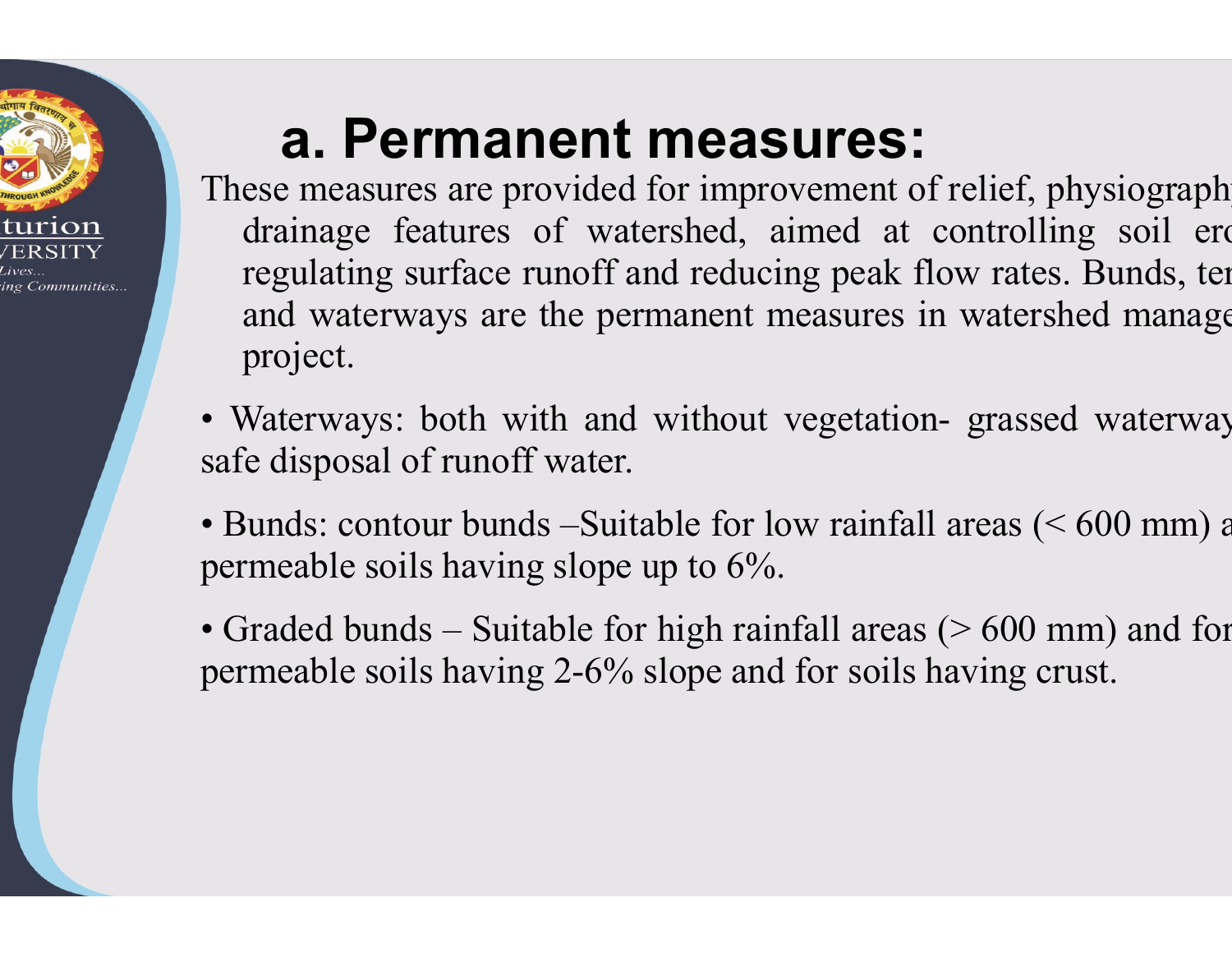# a. Permanent measures:

These measures are provided for improvement of relief, physiography drainage features of watershed, aimed at controlling soil erosion regulating surface runoff and reducing peak flow rates. Bunds, terraces and waterways are the permanent measures in watershed management project.

- Waterways: both with and without vegetation- grassed waterways safe disposal of runoff water.
- Bunds: contour bunds –Suitable for low rainfall areas (< 600 mm) and permeable soils having slope up to 6%.
- Graded bunds – Suitable for high rainfall areas (> 600 mm) and for permeable soils having 2-6% slope and for soils having crust.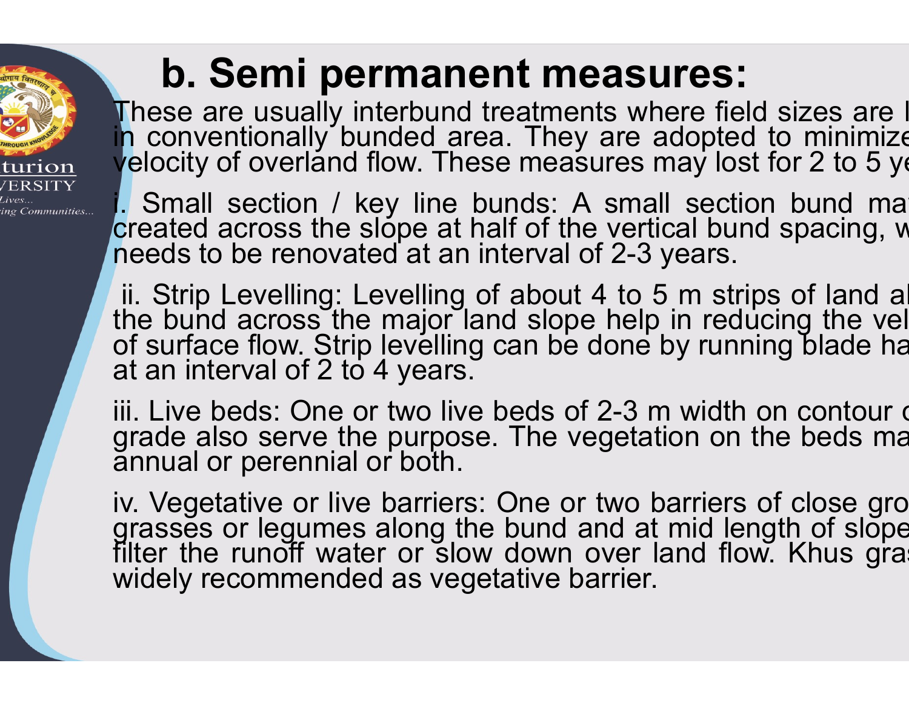# b. Semi permanent measures:

These are usually interbund treatments where field sizes are l in conventionally bunded area. They are adopted to minimize velocity of overland flow. These measures may lost for 2 to 5 ye

i. Small section / key line bunds: A small section bund ma created across the slope at half of the vertical bund spacing, w needs to be renovated at an interval of 2-3 years.

ii. Strip Levelling: Levelling of about 4 to 5 m strips of land al the bund across the major land slope help in reducing the vel of surface flow. Strip levelling can be done by running blade ha at an interval of 2 to 4 years.

iii. Live beds: One or two live beds of 2-3 m width on contour o grade also serve the purpose. The vegetation on the beds ma annual or perennial or both.

iv. Vegetative or live barriers: One or two barriers of close gro grasses or legumes along the bund and at mid length of slope filter the runoff water or slow down over land flow. Khus gras widely recommended as vegetative barrier.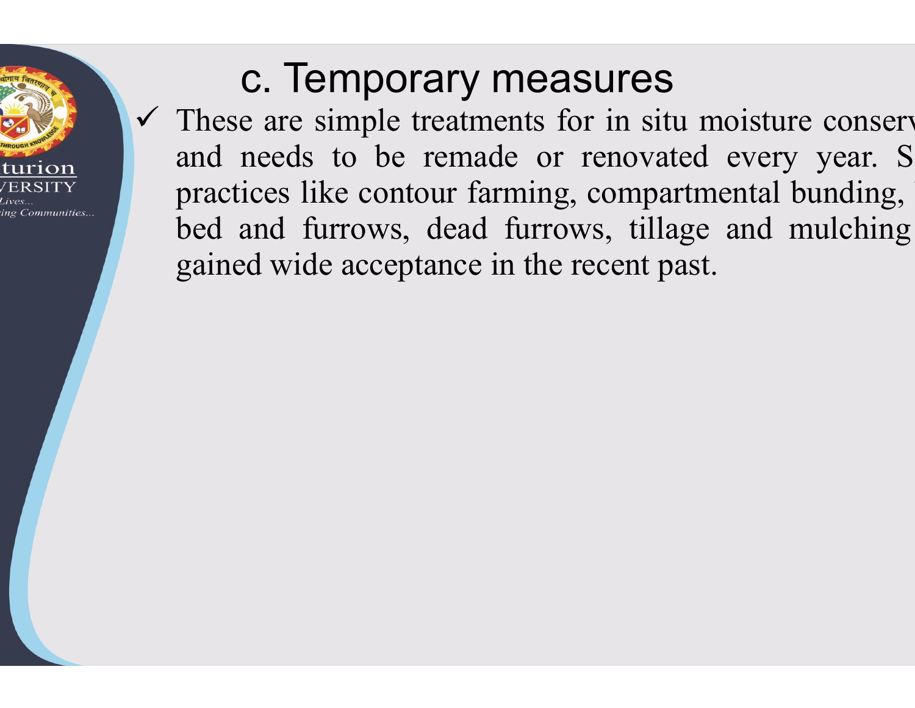## c. Temporary measures

- These are simple treatments for in situ moisture conserv and needs to be remade or renovated every year. S practices like contour farming, compartmental bunding, bed and furrows, dead furrows, tillage and mulching gained wide acceptance in the recent past.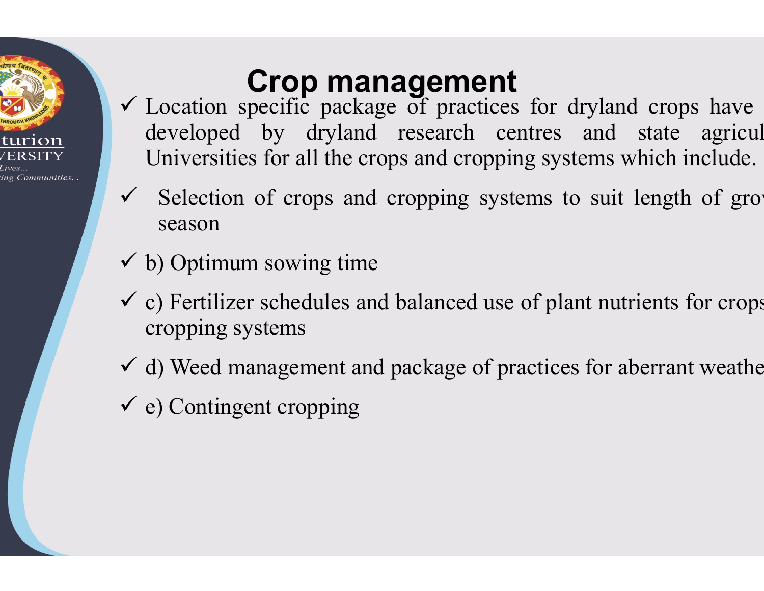# Crop management

- Location specific package of practices for dryland crops have developed by dryland research centres and state agricul Universities for all the crops and cropping systems which include.
- Selection of crops and cropping systems to suit length of gro season
- b) Optimum sowing time
- c) Fertilizer schedules and balanced use of plant nutrients for crop cropping systems
- d) Weed management and package of practices for aberrant weathe
- e) Contingent cropping